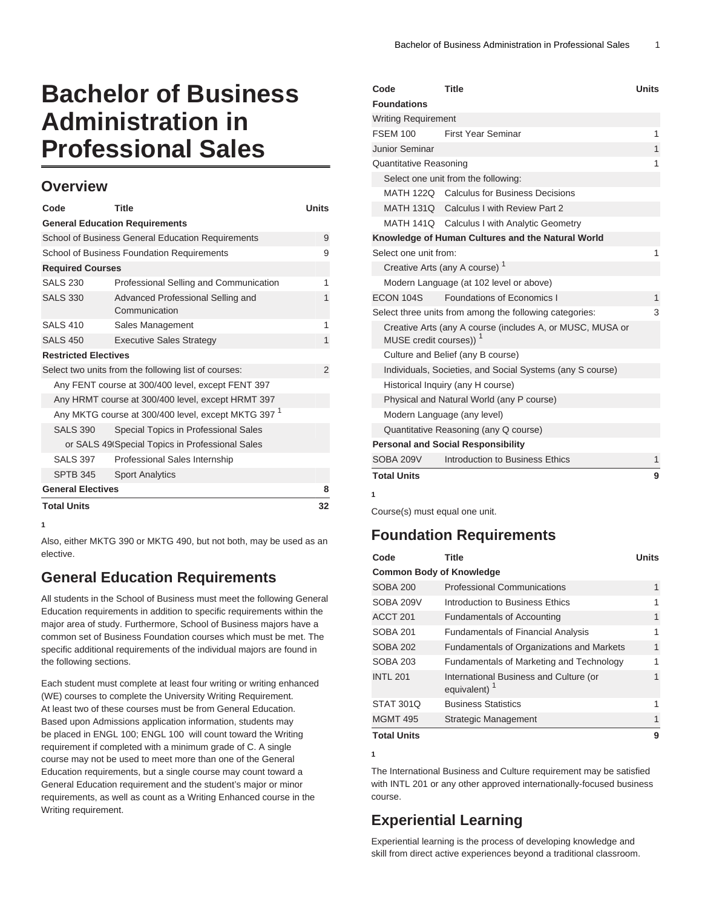# Bachelor of Business Administration in Professional Sales

## Overview

| Code | Title | Units |
|---|---|---|
| **General Education Requirements** | | |
| School of Business General Education Requirements | | 9 |
| School of Business Foundation Requirements | | 9 |
| **Required Courses** | | |
| SALS 230 | Professional Selling and Communication | 1 |
| SALS 330 | Advanced Professional Selling and Communication | 1 |
| SALS 410 | Sales Management | 1 |
| SALS 450 | Executive Sales Strategy | 1 |
| **Restricted Electives** | | |
| Select two units from the following list of courses: | | 2 |
| Any FENT course at 300/400 level, except FENT 397 | | |
| Any HRMT course at 300/400 level, except HRMT 397 | | |
| Any MKTG course at 300/400 level, except MKTG 397 [1] | | |
| SALS 390 | Special Topics in Professional Sales | |
| or SALS 490 | Special Topics in Professional Sales | |
| SALS 397 | Professional Sales Internship | |
| SPTB 345 | Sport Analytics | |
| **General Electives** | | **8** |
| **Total Units** | | **32** |

1

Also, either MKTG 390 or MKTG 490, but not both, may be used as an elective.

## General Education Requirements

All students in the School of Business must meet the following General Education requirements in addition to specific requirements within the major area of study. Furthermore, School of Business majors have a common set of Business Foundation courses which must be met. The specific additional requirements of the individual majors are found in the following sections.

Each student must complete at least four writing or writing enhanced (WE) courses to complete the University Writing Requirement. At least two of these courses must be from General Education. Based upon Admissions application information, students may be placed in ENGL 100; ENGL 100 will count toward the Writing requirement if completed with a minimum grade of C. A single course may not be used to meet more than one of the General Education requirements, but a single course may count toward a General Education requirement and the student's major or minor requirements, as well as count as a Writing Enhanced course in the Writing requirement.

| Code | Title | Units |
|---|---|---|
| **Foundations** | | |
| Writing Requirement | | |
| FSEM 100 | First Year Seminar | 1 |
| Junior Seminar | | 1 |
| Quantitative Reasoning | | 1 |
| Select one unit from the following: | | |
| MATH 122Q | Calculus for Business Decisions | |
| MATH 131Q | Calculus I with Review Part 2 | |
| MATH 141Q | Calculus I with Analytic Geometry | |
| **Knowledge of Human Cultures and the Natural World** | | |
| Select one unit from: | | 1 |
| Creative Arts (any A course) [1] | | |
| Modern Language (at 102 level or above) | | |
| ECON 104S | Foundations of Economics I | 1 |
| Select three units from among the following categories: | | 3 |
| Creative Arts (any A course (includes A, or MUSC, MUSA or MUSE credit courses)) [1] | | |
| Culture and Belief (any B course) | | |
| Individuals, Societies, and Social Systems (any S course) | | |
| Historical Inquiry (any H course) | | |
| Physical and Natural World (any P course) | | |
| Modern Language (any level) | | |
| Quantitative Reasoning (any Q course) | | |
| **Personal and Social Responsibility** | | |
| SOBA 209V | Introduction to Business Ethics | 1 |
| **Total Units** | | **9** |

1

Course(s) must equal one unit.

## Foundation Requirements

| Code | Title | Units |
|---|---|---|
| **Common Body of Knowledge** | | |
| SOBA 200 | Professional Communications | 1 |
| SOBA 209V | Introduction to Business Ethics | 1 |
| ACCT 201 | Fundamentals of Accounting | 1 |
| SOBA 201 | Fundamentals of Financial Analysis | 1 |
| SOBA 202 | Fundamentals of Organizations and Markets | 1 |
| SOBA 203 | Fundamentals of Marketing and Technology | 1 |
| INTL 201 | International Business and Culture (or equivalent) [1] | 1 |
| STAT 301Q | Business Statistics | 1 |
| MGMT 495 | Strategic Management | 1 |
| **Total Units** | | **9** |

1

The International Business and Culture requirement may be satisfied with INTL 201 or any other approved internationally-focused business course.

## Experiential Learning

Experiential learning is the process of developing knowledge and skill from direct active experiences beyond a traditional classroom.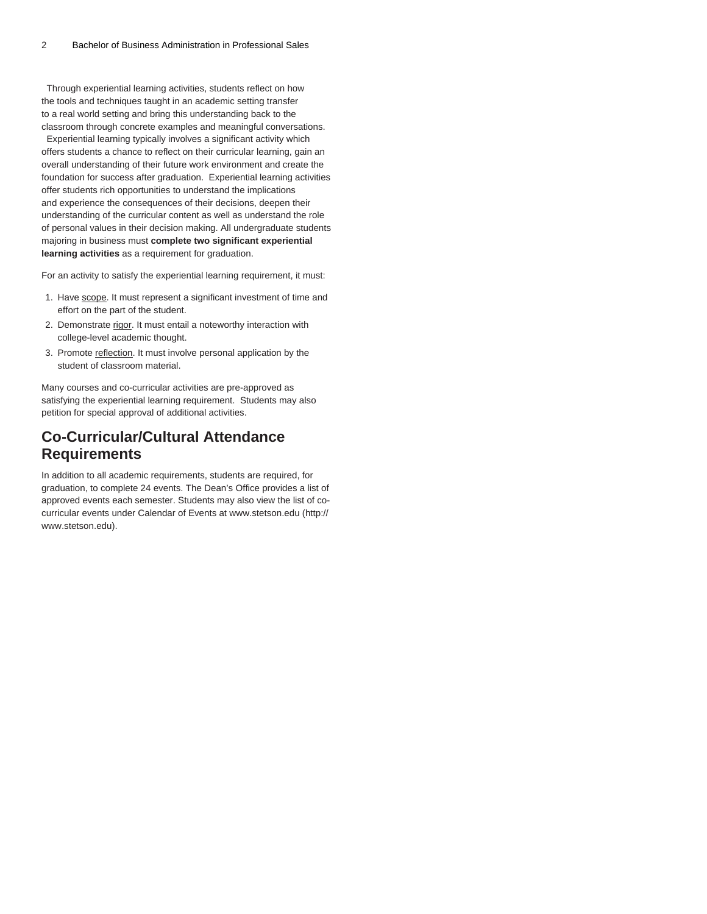Through experiential learning activities, students reflect on how the tools and techniques taught in an academic setting transfer to a real world setting and bring this understanding back to the classroom through concrete examples and meaningful conversations. Experiential learning typically involves a significant activity which offers students a chance to reflect on their curricular learning, gain an overall understanding of their future work environment and create the foundation for success after graduation. Experiential learning activities offer students rich opportunities to understand the implications and experience the consequences of their decisions, deepen their understanding of the curricular content as well as understand the role of personal values in their decision making. All undergraduate students majoring in business must **complete two significant experiential learning activities** as a requirement for graduation.

For an activity to satisfy the experiential learning requirement, it must:

1. Have scope. It must represent a significant investment of time and effort on the part of the student.
2. Demonstrate rigor. It must entail a noteworthy interaction with college-level academic thought.
3. Promote reflection. It must involve personal application by the student of classroom material.

Many courses and co-curricular activities are pre-approved as satisfying the experiential learning requirement. Students may also petition for special approval of additional activities.

## Co-Curricular/Cultural Attendance Requirements

In addition to all academic requirements, students are required, for graduation, to complete 24 events. The Dean's Office provides a list of approved events each semester. Students may also view the list of co-curricular events under Calendar of Events at www.stetson.edu (http://www.stetson.edu).